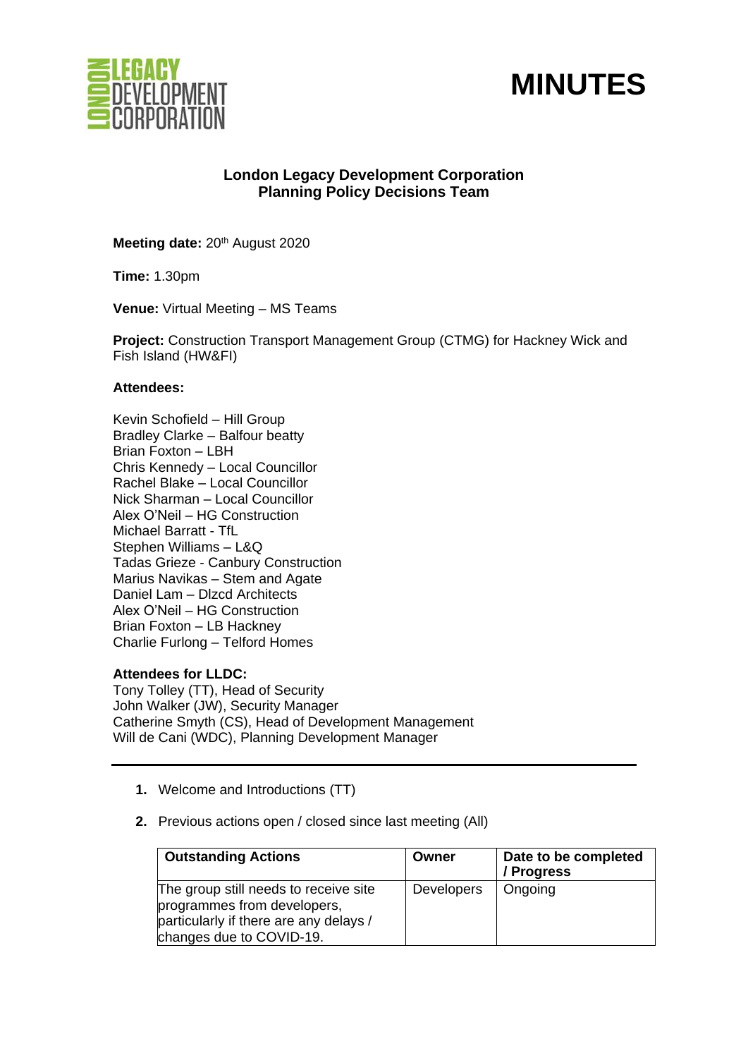# MINUTES

**London Legacy Development Corporation**
**Planning Policy Decisions Team**

**Meeting date:** 20th August 2020

**Time:** 1.30pm

**Venue:** Virtual Meeting – MS Teams

**Project:** Construction Transport Management Group (CTMG) for Hackney Wick and Fish Island (HW&FI)

**Attendees:**

Kevin Schofield – Hill Group
Bradley Clarke – Balfour beatty
Brian Foxton – LBH
Chris Kennedy – Local Councillor
Rachel Blake – Local Councillor
Nick Sharman – Local Councillor
Alex O'Neil – HG Construction
Michael Barratt - TfL
Stephen Williams – L&Q
Tadas Grieze - Canbury Construction
Marius Navikas – Stem and Agate
Daniel Lam – Dlzcd Architects
Alex O'Neil – HG Construction
Brian Foxton – LB Hackney
Charlie Furlong – Telford Homes

**Attendees for LLDC:**
Tony Tolley (TT), Head of Security
John Walker (JW), Security Manager
Catherine Smyth (CS), Head of Development Management
Will de Cani (WDC), Planning Development Manager

---

1. Welcome and Introductions (TT)
2. Previous actions open / closed since last meeting (All)

| Outstanding Actions | Owner | Date to be completed / Progress |
|---|---|---|
| The group still needs to receive site programmes from developers, particularly if there are any delays / changes due to COVID-19. | Developers | Ongoing |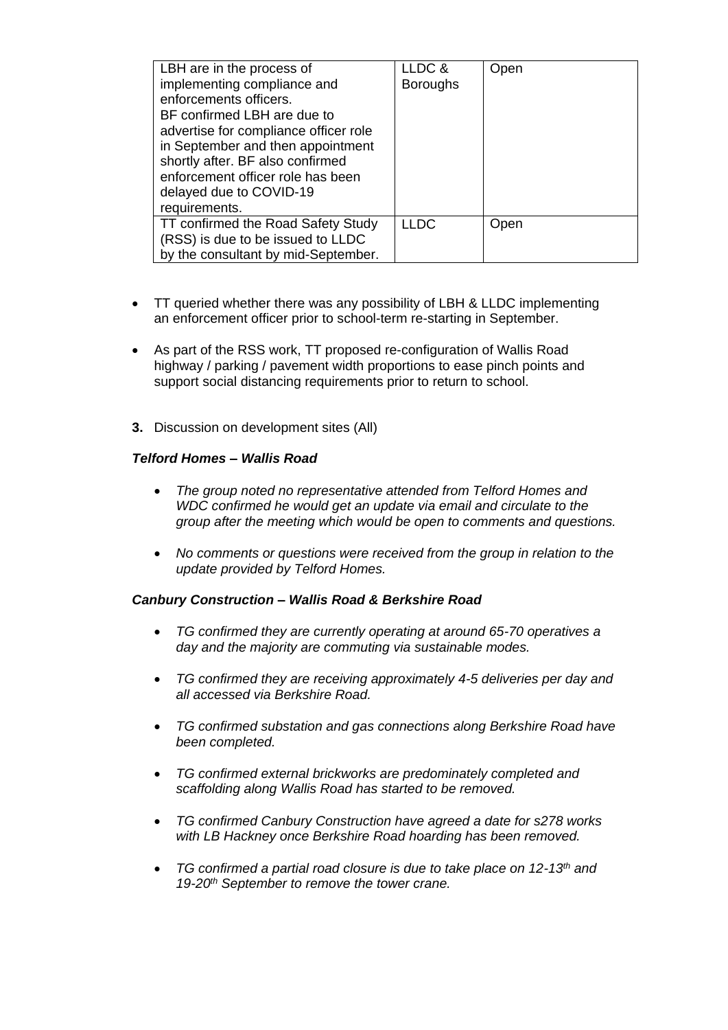| LBH are in the process of implementing compliance and enforcements officers.<br>BF confirmed LBH are due to advertise for compliance officer role in September and then appointment shortly after. BF also confirmed enforcement officer role has been delayed due to COVID-19 requirements. | LLDC & Boroughs | Open |
|---|---|---|
| TT confirmed the Road Safety Study (RSS) is due to be issued to LLDC by the consultant by mid-September. | LLDC | Open |

- TT queried whether there was any possibility of LBH & LLDC implementing an enforcement officer prior to school-term re-starting in September.
- As part of the RSS work, TT proposed re-configuration of Wallis Road highway / parking / pavement width proportions to ease pinch points and support social distancing requirements prior to return to school.

**3.** Discussion on development sites (All)

***Telford Homes – Wallis Road***

- *The group noted no representative attended from Telford Homes and WDC confirmed he would get an update via email and circulate to the group after the meeting which would be open to comments and questions.*
- *No comments or questions were received from the group in relation to the update provided by Telford Homes.*

***Canbury Construction – Wallis Road & Berkshire Road***

- *TG confirmed they are currently operating at around 65-70 operatives a day and the majority are commuting via sustainable modes.*
- *TG confirmed they are receiving approximately 4-5 deliveries per day and all accessed via Berkshire Road.*
- *TG confirmed substation and gas connections along Berkshire Road have been completed.*
- *TG confirmed external brickworks are predominately completed and scaffolding along Wallis Road has started to be removed.*
- *TG confirmed Canbury Construction have agreed a date for s278 works with LB Hackney once Berkshire Road hoarding has been removed.*
- *TG confirmed a partial road closure is due to take place on 12-13th and 19-20th September to remove the tower crane.*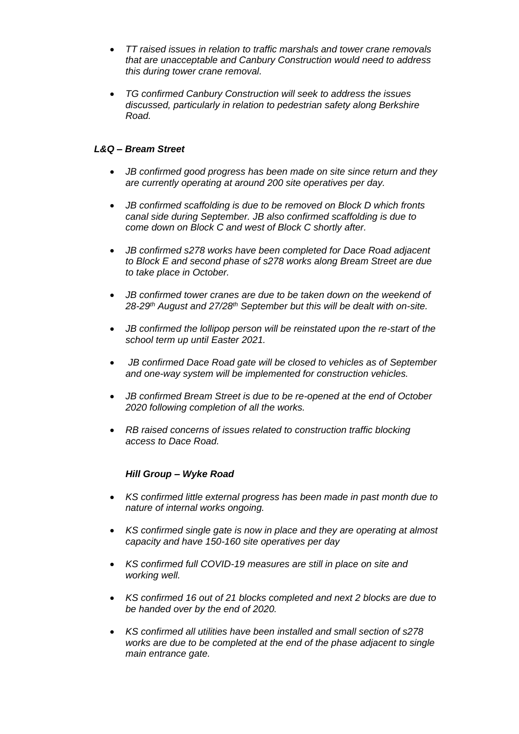- *TT raised issues in relation to traffic marshals and tower crane removals that are unacceptable and Canbury Construction would need to address this during tower crane removal.*

- *TG confirmed Canbury Construction will seek to address the issues discussed, particularly in relation to pedestrian safety along Berkshire Road.*

***L&Q – Bream Street***

- *JB confirmed good progress has been made on site since return and they are currently operating at around 200 site operatives per day.*

- *JB confirmed scaffolding is due to be removed on Block D which fronts canal side during September. JB also confirmed scaffolding is due to come down on Block C and west of Block C shortly after.*

- *JB confirmed s278 works have been completed for Dace Road adjacent to Block E and second phase of s278 works along Bream Street are due to take place in October.*

- *JB confirmed tower cranes are due to be taken down on the weekend of 28-29th August and 27/28th September but this will be dealt with on-site.*

- *JB confirmed the lollipop person will be reinstated upon the re-start of the school term up until Easter 2021.*

- *JB confirmed Dace Road gate will be closed to vehicles as of September and one-way system will be implemented for construction vehicles.*

- *JB confirmed Bream Street is due to be re-opened at the end of October 2020 following completion of all the works.*

- *RB raised concerns of issues related to construction traffic blocking access to Dace Road.*

***Hill Group – Wyke Road***

- *KS confirmed little external progress has been made in past month due to nature of internal works ongoing.*

- *KS confirmed single gate is now in place and they are operating at almost capacity and have 150-160 site operatives per day*

- *KS confirmed full COVID-19 measures are still in place on site and working well.*

- *KS confirmed 16 out of 21 blocks completed and next 2 blocks are due to be handed over by the end of 2020.*

- *KS confirmed all utilities have been installed and small section of s278 works are due to be completed at the end of the phase adjacent to single main entrance gate.*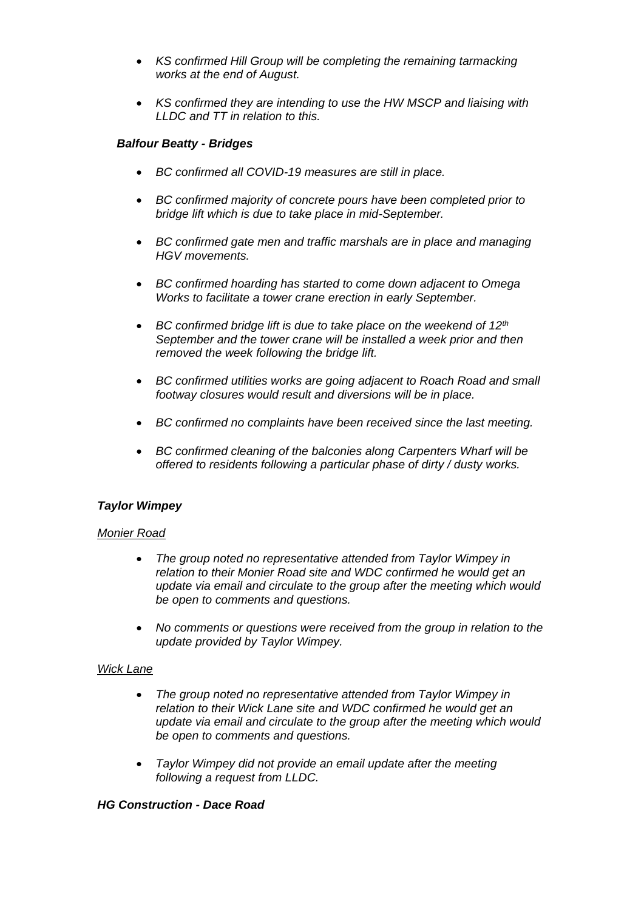- *KS confirmed Hill Group will be completing the remaining tarmacking works at the end of August.*

- *KS confirmed they are intending to use the HW MSCP and liaising with LLDC and TT in relation to this.*

***Balfour Beatty - Bridges***

- *BC confirmed all COVID-19 measures are still in place.*

- *BC confirmed majority of concrete pours have been completed prior to bridge lift which is due to take place in mid-September.*

- *BC confirmed gate men and traffic marshals are in place and managing HGV movements.*

- *BC confirmed hoarding has started to come down adjacent to Omega Works to facilitate a tower crane erection in early September.*

- *BC confirmed bridge lift is due to take place on the weekend of 12th September and the tower crane will be installed a week prior and then removed the week following the bridge lift.*

- *BC confirmed utilities works are going adjacent to Roach Road and small footway closures would result and diversions will be in place.*

- *BC confirmed no complaints have been received since the last meeting.*

- *BC confirmed cleaning of the balconies along Carpenters Wharf will be offered to residents following a particular phase of dirty / dusty works.*

***Taylor Wimpey***

*Monier Road*

- *The group noted no representative attended from Taylor Wimpey in relation to their Monier Road site and WDC confirmed he would get an update via email and circulate to the group after the meeting which would be open to comments and questions.*

- *No comments or questions were received from the group in relation to the update provided by Taylor Wimpey.*

*Wick Lane*

- *The group noted no representative attended from Taylor Wimpey in relation to their Wick Lane site and WDC confirmed he would get an update via email and circulate to the group after the meeting which would be open to comments and questions.*

- *Taylor Wimpey did not provide an email update after the meeting following a request from LLDC.*

***HG Construction - Dace Road***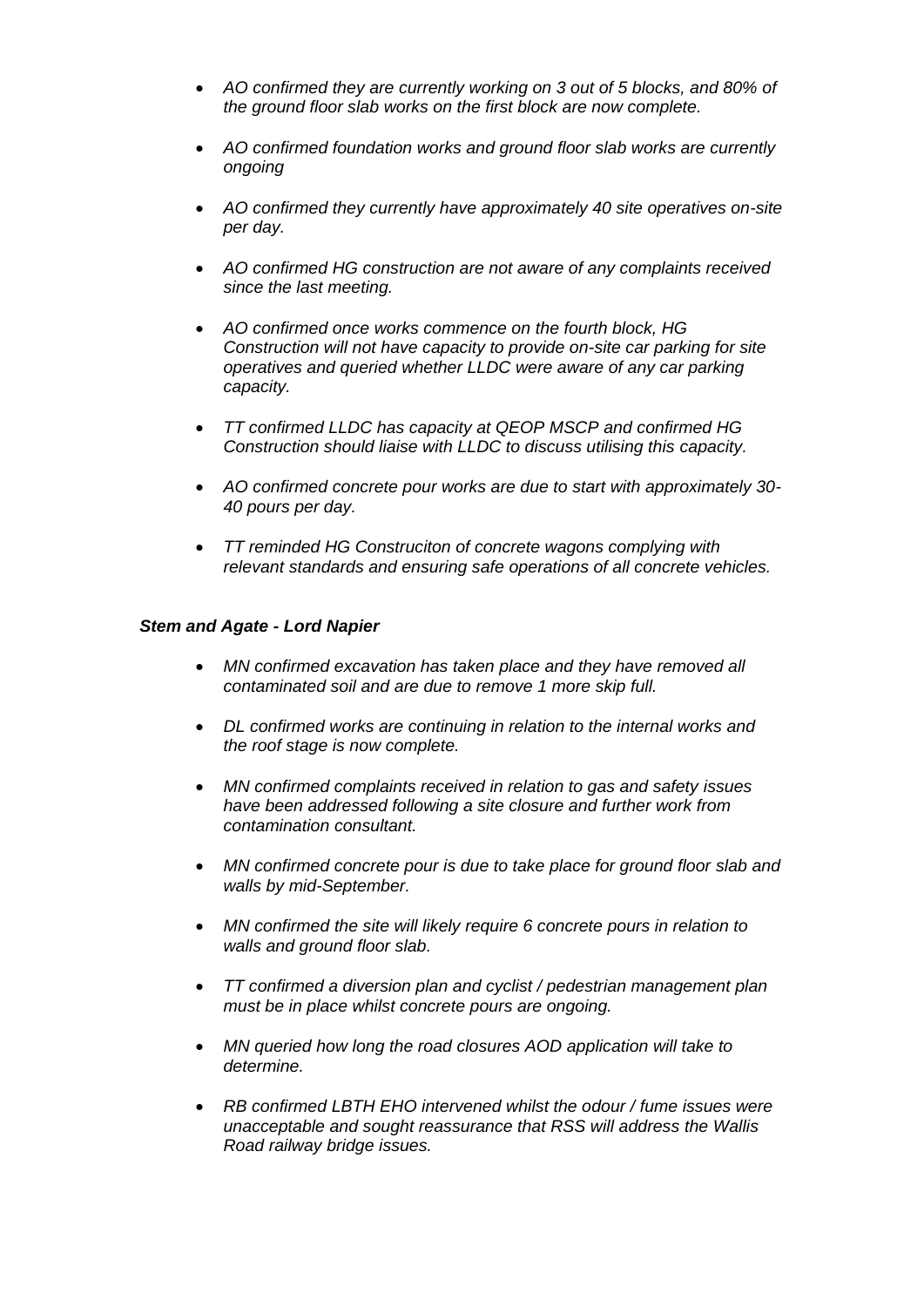- *AO confirmed they are currently working on 3 out of 5 blocks, and 80% of the ground floor slab works on the first block are now complete.*

- *AO confirmed foundation works and ground floor slab works are currently ongoing*

- *AO confirmed they currently have approximately 40 site operatives on-site per day.*

- *AO confirmed HG construction are not aware of any complaints received since the last meeting.*

- *AO confirmed once works commence on the fourth block, HG Construction will not have capacity to provide on-site car parking for site operatives and queried whether LLDC were aware of any car parking capacity.*

- *TT confirmed LLDC has capacity at QEOP MSCP and confirmed HG Construction should liaise with LLDC to discuss utilising this capacity.*

- *AO confirmed concrete pour works are due to start with approximately 30-40 pours per day.*

- *TT reminded HG Construciton of concrete wagons complying with relevant standards and ensuring safe operations of all concrete vehicles.*

***Stem and Agate - Lord Napier***

- *MN confirmed excavation has taken place and they have removed all contaminated soil and are due to remove 1 more skip full.*

- *DL confirmed works are continuing in relation to the internal works and the roof stage is now complete.*

- *MN confirmed complaints received in relation to gas and safety issues have been addressed following a site closure and further work from contamination consultant.*

- *MN confirmed concrete pour is due to take place for ground floor slab and walls by mid-September.*

- *MN confirmed the site will likely require 6 concrete pours in relation to walls and ground floor slab.*

- *TT confirmed a diversion plan and cyclist / pedestrian management plan must be in place whilst concrete pours are ongoing.*

- *MN queried how long the road closures AOD application will take to determine.*

- *RB confirmed LBTH EHO intervened whilst the odour / fume issues were unacceptable and sought reassurance that RSS will address the Wallis Road railway bridge issues.*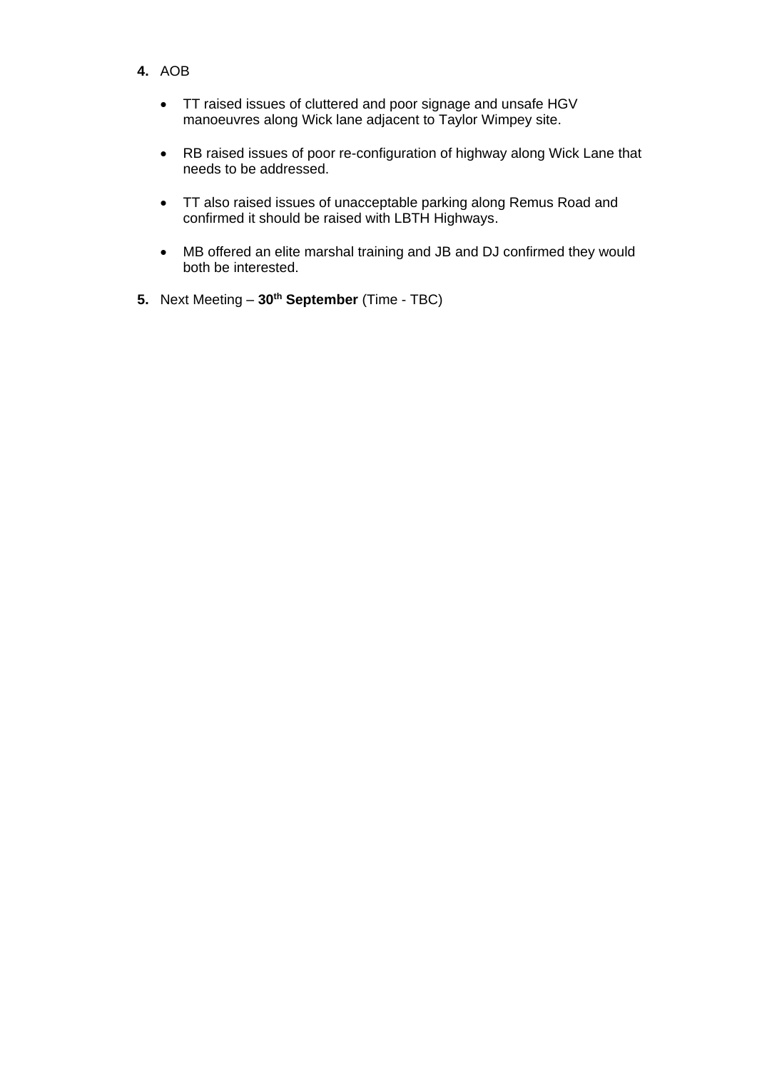**4.** AOB

- TT raised issues of cluttered and poor signage and unsafe HGV manoeuvres along Wick lane adjacent to Taylor Wimpey site.

- RB raised issues of poor re-configuration of highway along Wick Lane that needs to be addressed.

- TT also raised issues of unacceptable parking along Remus Road and confirmed it should be raised with LBTH Highways.

- MB offered an elite marshal training and JB and DJ confirmed they would both be interested.

**5.** Next Meeting – **30th September** (Time - TBC)